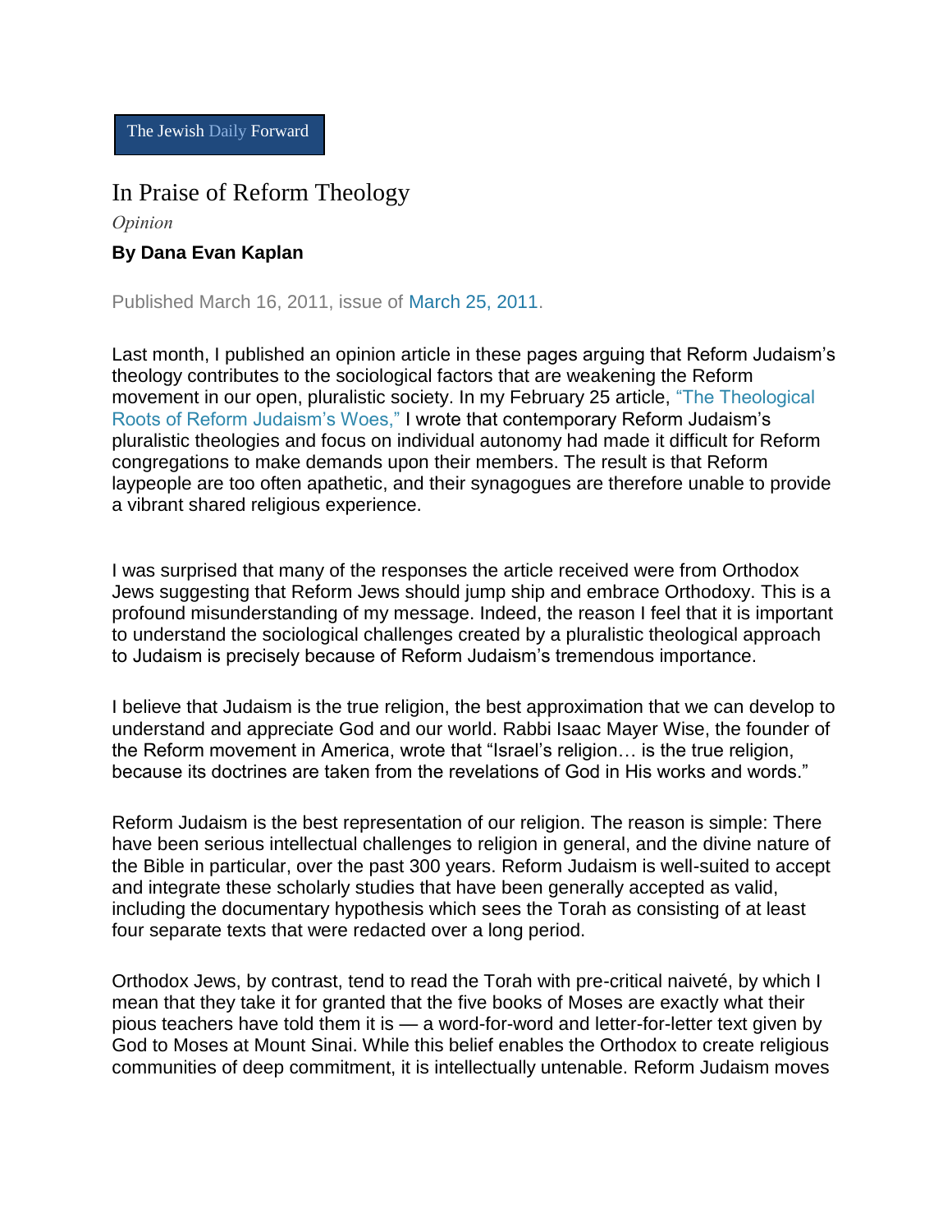The Jewish Daily Forward

# In Praise of Reform Theology

*Opinion*

**By Dana Evan Kaplan**

Published March 16, 2011, issue of March 25, 2011.

Last month, I published an opinion article in these pages arguing that Reform Judaism's theology contributes to the sociological factors that are weakening the Reform movement in our open, pluralistic society. In my February 25 article, "The Theological Roots of Reform Judaism's Woes," I wrote that contemporary Reform Judaism's pluralistic theologies and focus on individual autonomy had made it difficult for Reform congregations to make demands upon their members. The result is that Reform laypeople are too often apathetic, and their synagogues are therefore unable to provide a vibrant shared religious experience.

I was surprised that many of the responses the article received were from Orthodox Jews suggesting that Reform Jews should jump ship and embrace Orthodoxy. This is a profound misunderstanding of my message. Indeed, the reason I feel that it is important to understand the sociological challenges created by a pluralistic theological approach to Judaism is precisely because of Reform Judaism's tremendous importance.

I believe that Judaism is the true religion, the best approximation that we can develop to understand and appreciate God and our world. Rabbi Isaac Mayer Wise, the founder of the Reform movement in America, wrote that "Israel's religion… is the true religion, because its doctrines are taken from the revelations of God in His works and words."

Reform Judaism is the best representation of our religion. The reason is simple: There have been serious intellectual challenges to religion in general, and the divine nature of the Bible in particular, over the past 300 years. Reform Judaism is well-suited to accept and integrate these scholarly studies that have been generally accepted as valid, including the documentary hypothesis which sees the Torah as consisting of at least four separate texts that were redacted over a long period.

Orthodox Jews, by contrast, tend to read the Torah with pre-critical naiveté, by which I mean that they take it for granted that the five books of Moses are exactly what their pious teachers have told them it is — a word-for-word and letter-for-letter text given by God to Moses at Mount Sinai. While this belief enables the Orthodox to create religious communities of deep commitment, it is intellectually untenable. Reform Judaism moves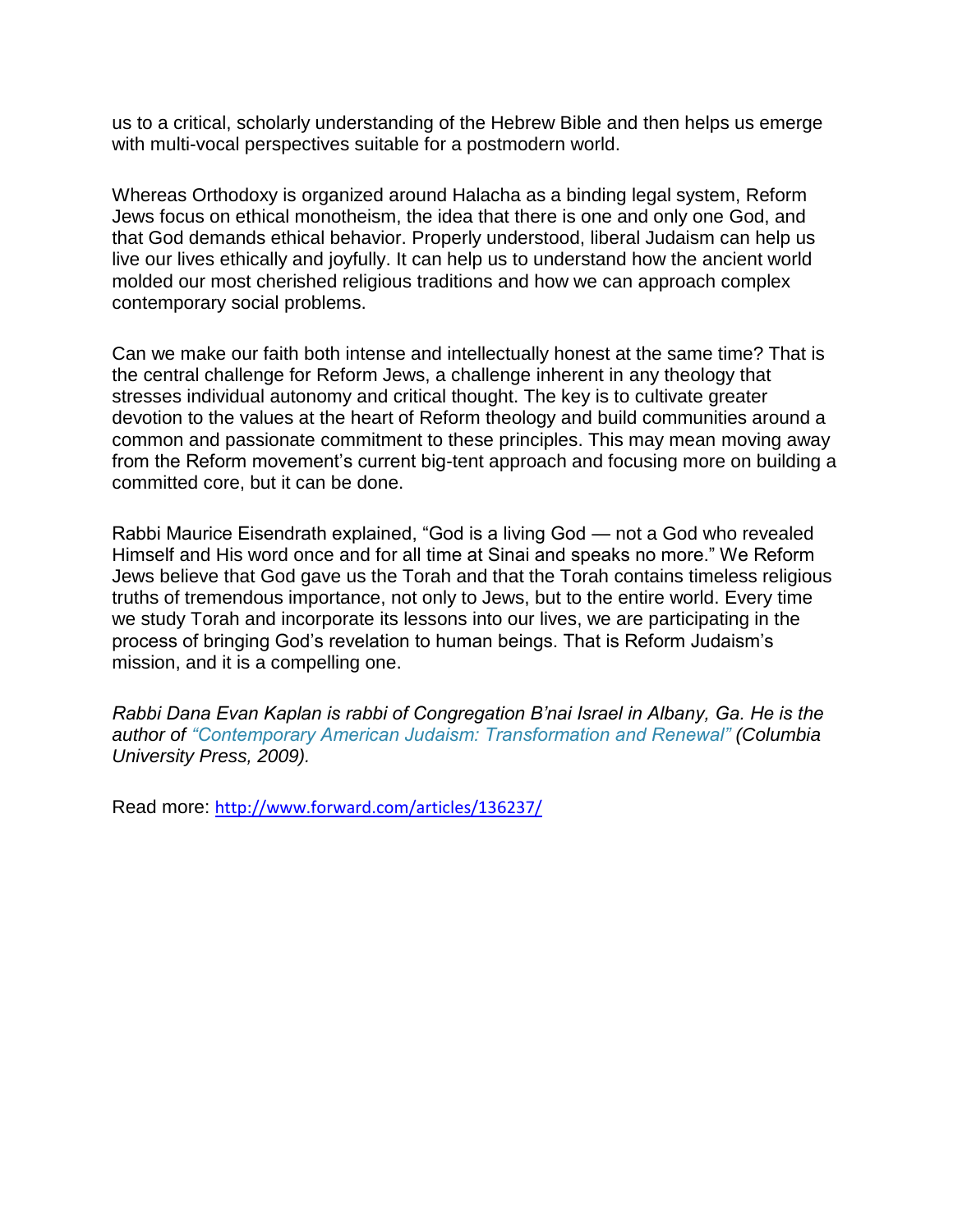us to a critical, scholarly understanding of the Hebrew Bible and then helps us emerge with multi-vocal perspectives suitable for a postmodern world.

Whereas Orthodoxy is organized around Halacha as a binding legal system, Reform Jews focus on ethical monotheism, the idea that there is one and only one God, and that God demands ethical behavior. Properly understood, liberal Judaism can help us live our lives ethically and joyfully. It can help us to understand how the ancient world molded our most cherished religious traditions and how we can approach complex contemporary social problems.

Can we make our faith both intense and intellectually honest at the same time? That is the central challenge for Reform Jews, a challenge inherent in any theology that stresses individual autonomy and critical thought. The key is to cultivate greater devotion to the values at the heart of Reform theology and build communities around a common and passionate commitment to these principles. This may mean moving away from the Reform movement's current big-tent approach and focusing more on building a committed core, but it can be done.

Rabbi Maurice Eisendrath explained, "God is a living God — not a God who revealed Himself and His word once and for all time at Sinai and speaks no more." We Reform Jews believe that God gave us the Torah and that the Torah contains timeless religious truths of tremendous importance, not only to Jews, but to the entire world. Every time we study Torah and incorporate its lessons into our lives, we are participating in the process of bringing God's revelation to human beings. That is Reform Judaism's mission, and it is a compelling one.

*Rabbi Dana Evan Kaplan is rabbi of Congregation B'nai Israel in Albany, Ga. He is the author of "Contemporary American Judaism: Transformation and Renewal" (Columbia University Press, 2009).*

Read more: http://www.forward.com/articles/136237/